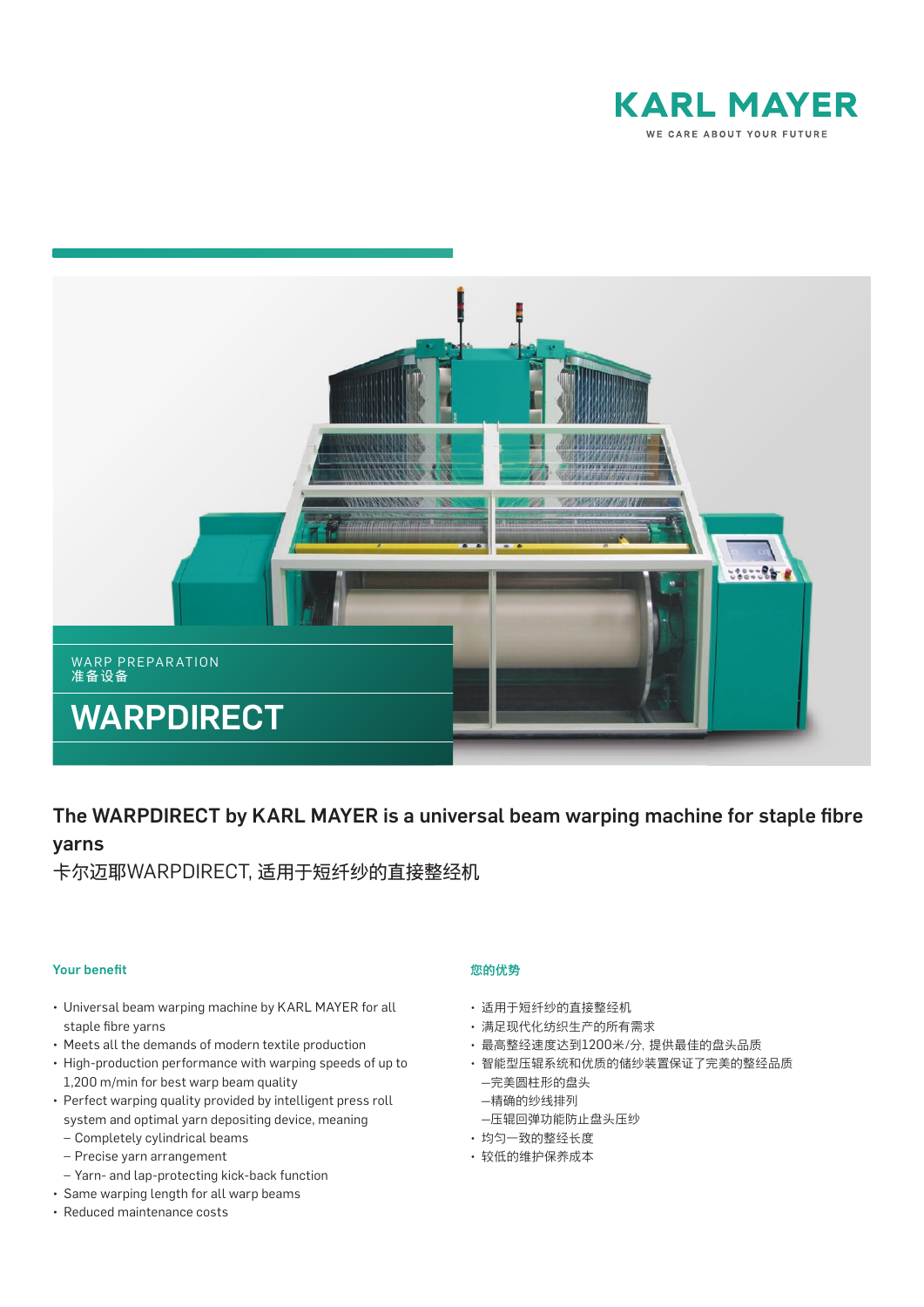KARL MAYER

WE CARE ABOUT YOUR FUTURE

WARP PREPARATION
准备设备

# WARPDIRECT

## The WARPDIRECT by KARL MAYER is a universal beam warping machine for staple fibre yarns

卡尔迈耶WARPDIRECT, 适用于短纤纱的直接整经机

### Your benefit

- Universal beam warping machine by KARL MAYER for all staple fibre yarns
- Meets all the demands of modern textile production
- High-production performance with warping speeds of up to 1,200 m/min for best warp beam quality
- Perfect warping quality provided by intelligent press roll system and optimal yarn depositing device, meaning
  - Completely cylindrical beams
  - Precise yarn arrangement
  - Yarn- and lap-protecting kick-back function
- Same warping length for all warp beams
- Reduced maintenance costs

### 您的优势

- 适用于短纤纱的直接整经机
- 满足现代化纺织生产的所有需求
- 最高整经速度达到1200米/分, 提供最佳的盘头品质
- 智能型压辊系统和优质的储纱装置保证了完美的整经品质
  - 完美圆柱形的盘头
  - 精确的纱线排列
  - 压辊回弹功能防止盘头压纱
- 均匀一致的整经长度
- 较低的维护保养成本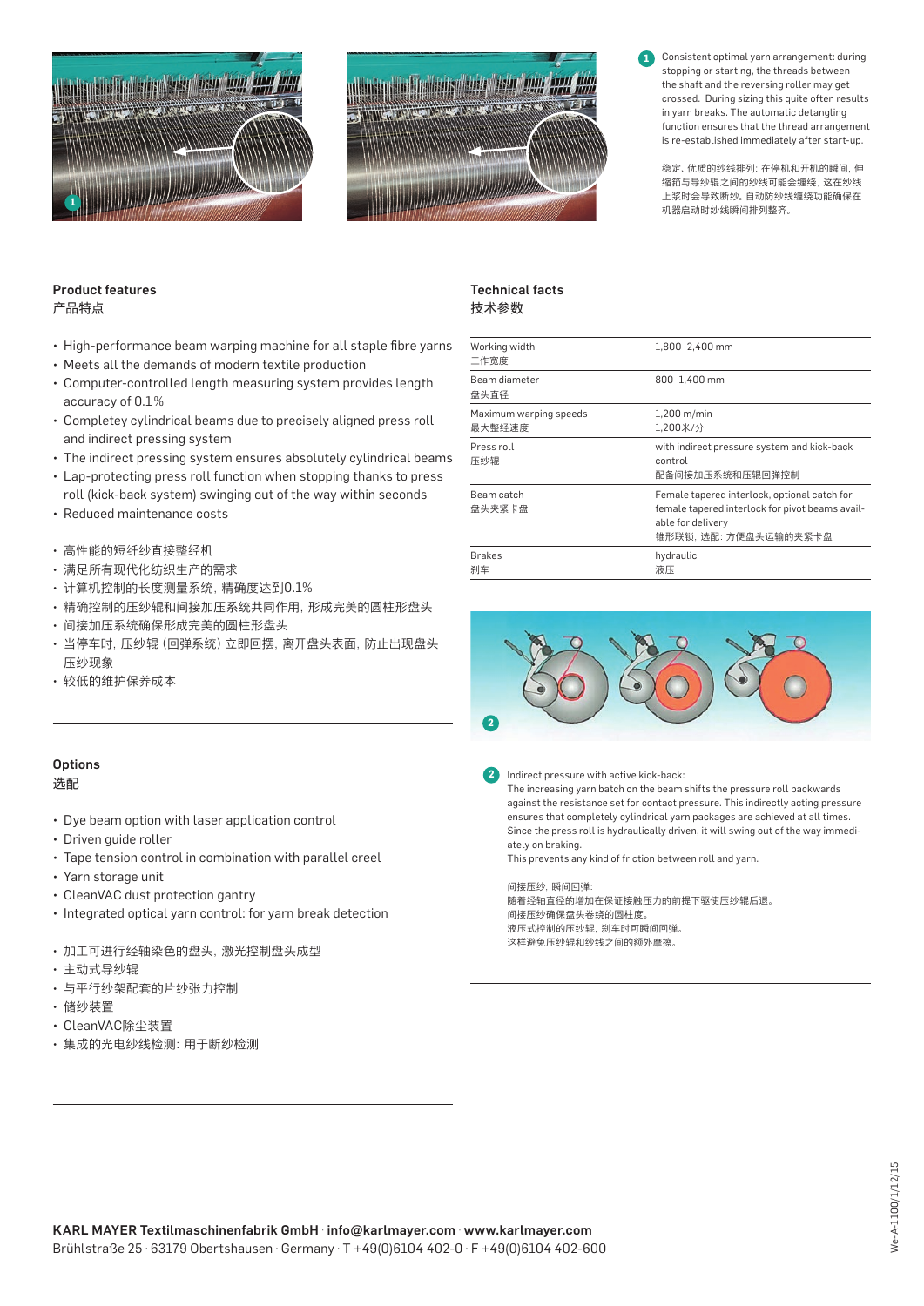1 Consistent optimal yarn arrangement: during stopping or starting, the threads between the shaft and the reversing roller may get crossed. During sizing this quite often results in yarn breaks. The automatic detangling function ensures that the thread arrangement is re-established immediately after start-up.

稳定、优质的纱线排列：在停机和开机的瞬间，伸缩筘与导纱辊之间的纱线可能会缠绕，这在纱线上浆时会导致断纱。自动防纱线缠绕功能确保在机器启动时纱线瞬间排列整齐。

## Product features
## 产品特点

- High-performance beam warping machine for all staple fibre yarns
- Meets all the demands of modern textile production
- Computer-controlled length measuring system provides length accuracy of 0.1%
- Completey cylindrical beams due to precisely aligned press roll and indirect pressing system
- The indirect pressing system ensures absolutely cylindrical beams
- Lap-protecting press roll function when stopping thanks to press roll (kick-back system) swinging out of the way within seconds
- Reduced maintenance costs

- 高性能的短纤纱直接整经机
- 满足所有现代化纺织生产的需求
- 计算机控制的长度测量系统，精确度达到0.1%
- 精确控制的压纱辊和间接加压系统共同作用，形成完美的圆柱形盘头
- 间接加压系统确保形成完美的圆柱形盘头
- 当停车时，压纱辊（回弹系统）立即回摆，离开盘头表面，防止出现盘头压纱现象
- 较低的维护保养成本

## Options
## 选配

- Dye beam option with laser application control
- Driven guide roller
- Tape tension control in combination with parallel creel
- Yarn storage unit
- CleanVAC dust protection gantry
- Integrated optical yarn control: for yarn break detection

- 加工可进行经轴染色的盘头，激光控制盘头成型
- 主动式导纱辊
- 与平行纱架配套的片纱张力控制
- 储纱装置
- CleanVAC除尘装置
- 集成的光电纱线检测：用于断纱检测

## Technical facts
## 技术参数

| | |
|---|---|
| Working width<br>工作宽度 | 1,800–2,400 mm |
| Beam diameter<br>盘头直径 | 800–1,400 mm |
| Maximum warping speeds<br>最大整经速度 | 1,200 m/min<br>1,200米/分 |
| Press roll<br>压纱辊 | with indirect pressure system and kick-back control<br>配备间接加压系统和压辊回弹控制 |
| Beam catch<br>盘头夹紧卡盘 | Female tapered interlock, optional catch for female tapered interlock for pivot beams available for delivery<br>锥形联锁，选配：方便盘头运输的夹紧卡盘 |
| Brakes<br>刹车 | hydraulic<br>液压 |

2 Indirect pressure with active kick-back:
The increasing yarn batch on the beam shifts the pressure roll backwards against the resistance set for contact pressure. This indirectly acting pressure ensures that completely cylindrical yarn packages are achieved at all times. Since the press roll is hydraulically driven, it will swing out of the way immediately on braking.
This prevents any kind of friction between roll and yarn.

间接压纱，瞬间回弹：
随着经轴直径的增加在保证接触压力的前提下驱使压纱辊后退。
间接压纱确保盘头卷绕的圆柱度。
液压式控制的压纱辊，刹车时可瞬间回弹。
这样避免压纱辊和纱线之间的额外摩擦。

**KARL MAYER Textilmaschinenfabrik GmbH** · **info@karlmayer.com** · **www.karlmayer.com**
Brühlstraße 25 · 63179 Obertshausen · Germany · T +49(0)6104 402-0 · F +49(0)6104 402-600

We-A-1100/1/12/15